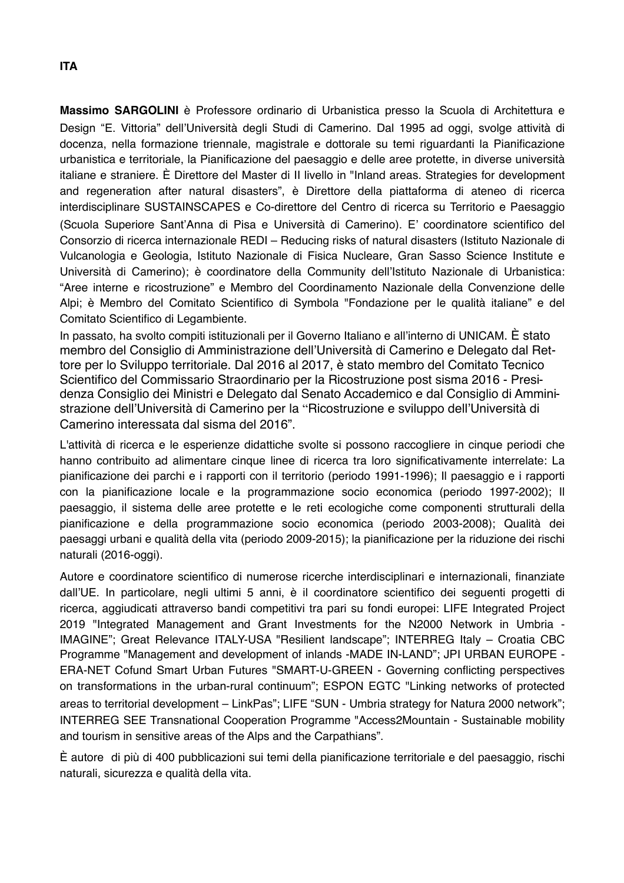**ITA**

**Massimo SARGOLINI** è Professore ordinario di Urbanistica presso la Scuola di Architettura e Design "E. Vittoria" dell'Università degli Studi di Camerino. Dal 1995 ad oggi, svolge attività di docenza, nella formazione triennale, magistrale e dottorale su temi riguardanti la Pianificazione urbanistica e territoriale, la Pianificazione del paesaggio e delle aree protette, in diverse università italiane e straniere. È Direttore del Master di II livello in "Inland areas. Strategies for development and regeneration after natural disasters", è Direttore della piattaforma di ateneo di ricerca interdisciplinare SUSTAINSCAPES e Co-direttore del Centro di ricerca su Territorio e Paesaggio (Scuola Superiore Sant'Anna di Pisa e Università di Camerino). E' coordinatore scientifico del Consorzio di ricerca internazionale REDI – Reducing risks of natural disasters (Istituto Nazionale di Vulcanologia e Geologia, Istituto Nazionale di Fisica Nucleare, Gran Sasso Science Institute e Università di Camerino); è coordinatore della Community dell'Istituto Nazionale di Urbanistica: "Aree interne e ricostruzione" e Membro del Coordinamento Nazionale della Convenzione delle Alpi; è Membro del Comitato Scientifico di Symbola "Fondazione per le qualità italiane" e del Comitato Scientifico di Legambiente.

In passato, ha svolto compiti istituzionali per il Governo Italiano e all'interno di UNICAM. È stato membro del Consiglio di Amministrazione dell'Università di Camerino e Delegato dal Rettore per lo Sviluppo territoriale. Dal 2016 al 2017, è stato membro del Comitato Tecnico Scientifico del Commissario Straordinario per la Ricostruzione post sisma 2016 - Presidenza Consiglio dei Ministri e Delegato dal Senato Accademico e dal Consiglio di Amministrazione dell'Università di Camerino per la "Ricostruzione e sviluppo dell'Università di Camerino interessata dal sisma del 2016".

L'attività di ricerca e le esperienze didattiche svolte si possono raccogliere in cinque periodi che hanno contribuito ad alimentare cinque linee di ricerca tra loro significativamente interrelate: La pianificazione dei parchi e i rapporti con il territorio (periodo 1991-1996); Il paesaggio e i rapporti con la pianificazione locale e la programmazione socio economica (periodo 1997-2002); Il paesaggio, il sistema delle aree protette e le reti ecologiche come componenti strutturali della pianificazione e della programmazione socio economica (periodo 2003-2008); Qualità dei paesaggi urbani e qualità della vita (periodo 2009-2015); la pianificazione per la riduzione dei rischi naturali (2016-oggi).

Autore e coordinatore scientifico di numerose ricerche interdisciplinari e internazionali, finanziate dall'UE. In particolare, negli ultimi 5 anni, è il coordinatore scientifico dei seguenti progetti di ricerca, aggiudicati attraverso bandi competitivi tra pari su fondi europei: LIFE Integrated Project 2019 "Integrated Management and Grant Investments for the N2000 Network in Umbria - IMAGINE"; Great Relevance ITALY-USA "Resilient landscape"; INTERREG Italy – Croatia CBC Programme "Management and development of inlands -MADE IN-LAND"; JPI URBAN EUROPE - ERA-NET Cofund Smart Urban Futures "SMART-U-GREEN - Governing conflicting perspectives on transformations in the urban-rural continuum"; ESPON EGTC "Linking networks of protected areas to territorial development – LinkPas"; LIFE "SUN - Umbria strategy for Natura 2000 network"; INTERREG SEE Transnational Cooperation Programme "Access2Mountain - Sustainable mobility and tourism in sensitive areas of the Alps and the Carpathians".

È autore di più di 400 pubblicazioni sui temi della pianificazione territoriale e del paesaggio, rischi naturali, sicurezza e qualità della vita.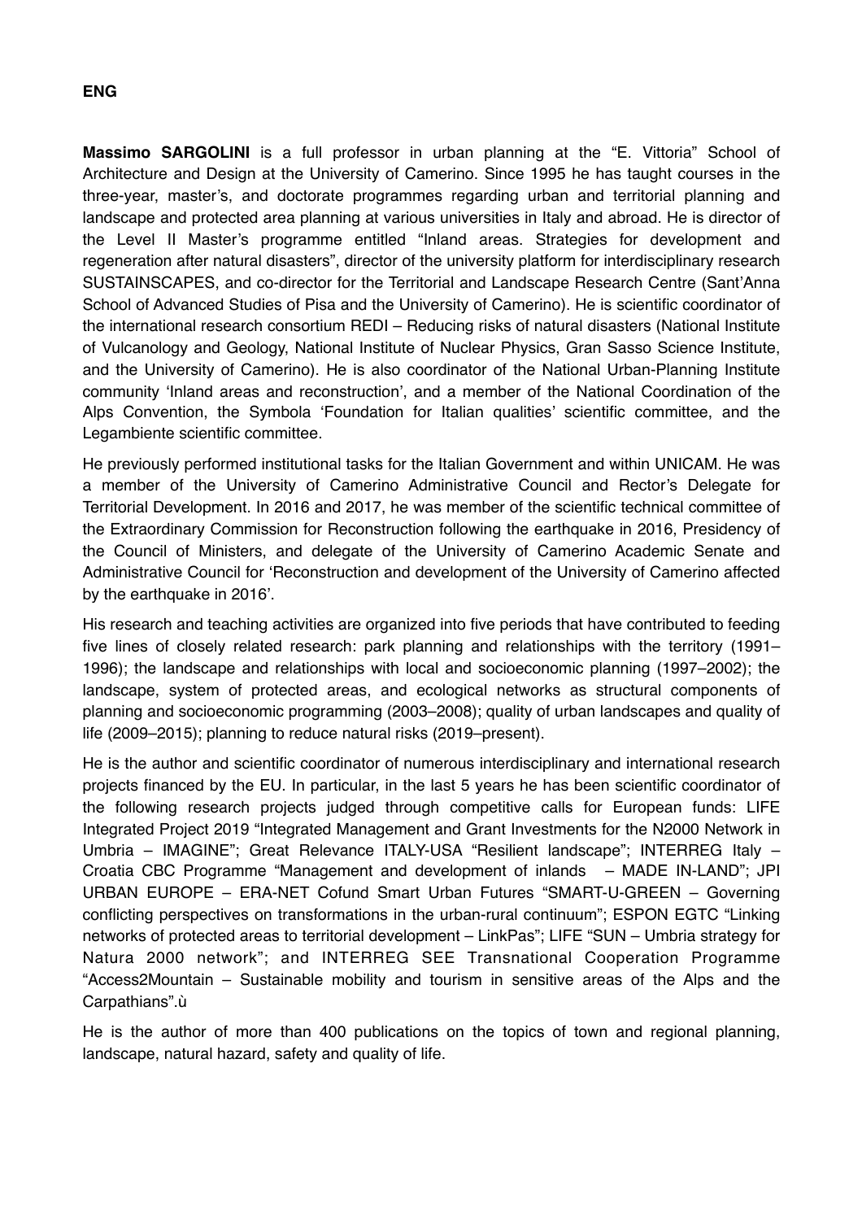**ENG**

**Massimo SARGOLINI** is a full professor in urban planning at the "E. Vittoria" School of Architecture and Design at the University of Camerino. Since 1995 he has taught courses in the three-year, master's, and doctorate programmes regarding urban and territorial planning and landscape and protected area planning at various universities in Italy and abroad. He is director of the Level II Master's programme entitled "Inland areas. Strategies for development and regeneration after natural disasters", director of the university platform for interdisciplinary research SUSTAINSCAPES, and co-director for the Territorial and Landscape Research Centre (Sant'Anna School of Advanced Studies of Pisa and the University of Camerino). He is scientific coordinator of the international research consortium REDI – Reducing risks of natural disasters (National Institute of Vulcanology and Geology, National Institute of Nuclear Physics, Gran Sasso Science Institute, and the University of Camerino). He is also coordinator of the National Urban-Planning Institute community 'Inland areas and reconstruction', and a member of the National Coordination of the Alps Convention, the Symbola 'Foundation for Italian qualities' scientific committee, and the Legambiente scientific committee.

He previously performed institutional tasks for the Italian Government and within UNICAM. He was a member of the University of Camerino Administrative Council and Rector's Delegate for Territorial Development. In 2016 and 2017, he was member of the scientific technical committee of the Extraordinary Commission for Reconstruction following the earthquake in 2016, Presidency of the Council of Ministers, and delegate of the University of Camerino Academic Senate and Administrative Council for 'Reconstruction and development of the University of Camerino affected by the earthquake in 2016'.

His research and teaching activities are organized into five periods that have contributed to feeding five lines of closely related research: park planning and relationships with the territory (1991–1996); the landscape and relationships with local and socioeconomic planning (1997–2002); the landscape, system of protected areas, and ecological networks as structural components of planning and socioeconomic programming (2003–2008); quality of urban landscapes and quality of life (2009–2015); planning to reduce natural risks (2019–present).

He is the author and scientific coordinator of numerous interdisciplinary and international research projects financed by the EU. In particular, in the last 5 years he has been scientific coordinator of the following research projects judged through competitive calls for European funds: LIFE Integrated Project 2019 "Integrated Management and Grant Investments for the N2000 Network in Umbria – IMAGINE"; Great Relevance ITALY-USA "Resilient landscape"; INTERREG Italy – Croatia CBC Programme "Management and development of inlands – MADE IN-LAND"; JPI URBAN EUROPE – ERA-NET Cofund Smart Urban Futures "SMART-U-GREEN – Governing conflicting perspectives on transformations in the urban-rural continuum"; ESPON EGTC "Linking networks of protected areas to territorial development – LinkPas"; LIFE "SUN – Umbria strategy for Natura 2000 network"; and INTERREG SEE Transnational Cooperation Programme "Access2Mountain – Sustainable mobility and tourism in sensitive areas of the Alps and the Carpathians".ù

He is the author of more than 400 publications on the topics of town and regional planning, landscape, natural hazard, safety and quality of life.